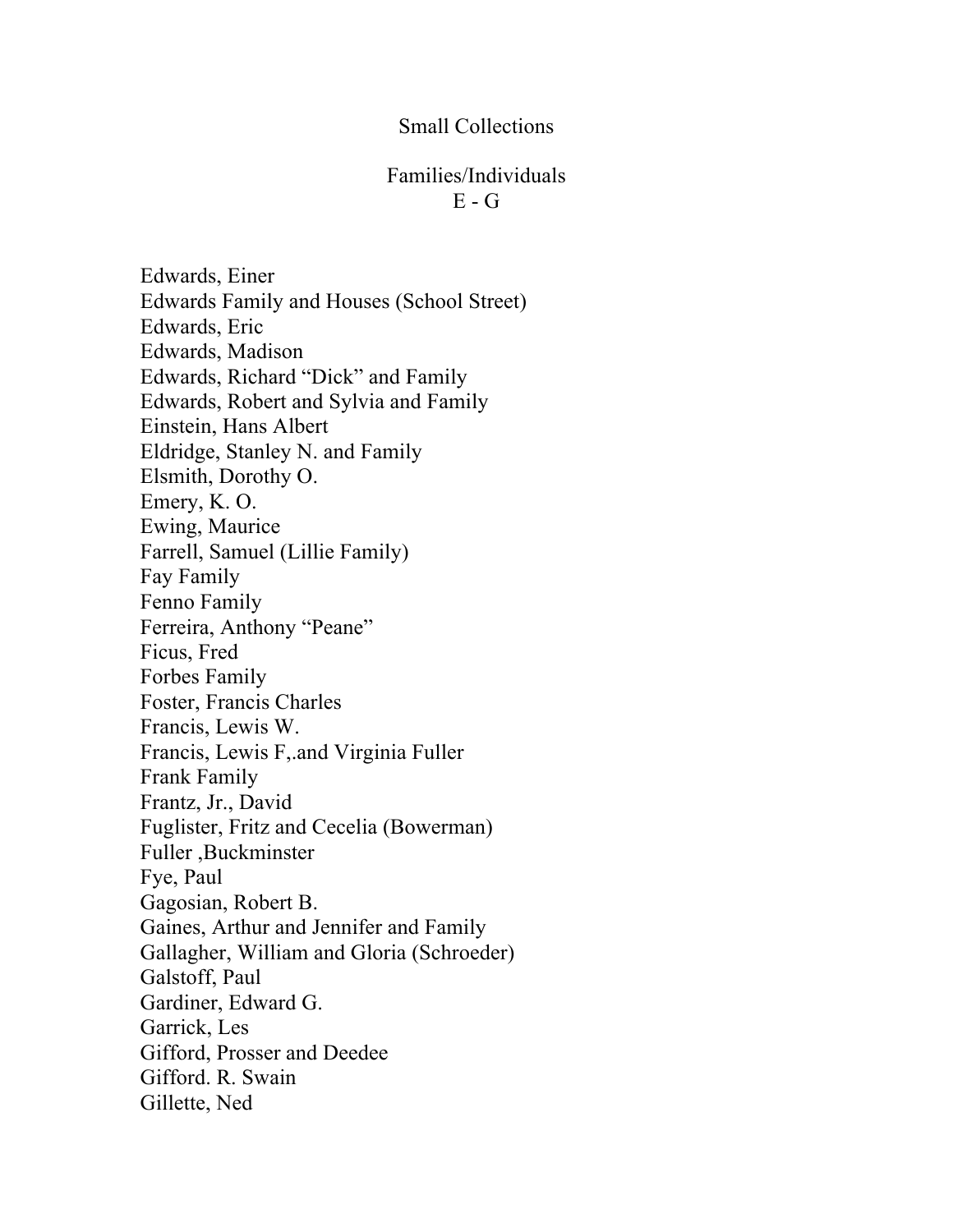# Small Collections

## Families/Individuals
## E - G

Edwards, Einer
Edwards Family and Houses (School Street)
Edwards, Eric
Edwards, Madison
Edwards, Richard "Dick" and Family
Edwards, Robert and Sylvia and Family
Einstein, Hans Albert
Eldridge, Stanley N. and Family
Elsmith, Dorothy O.
Emery, K. O.
Ewing, Maurice
Farrell, Samuel (Lillie Family)
Fay Family
Fenno Family
Ferreira, Anthony "Peane"
Ficus, Fred
Forbes Family
Foster, Francis Charles
Francis, Lewis W.
Francis, Lewis F,.and Virginia Fuller
Frank Family
Frantz, Jr., David
Fuglister, Fritz and Cecelia (Bowerman)
Fuller ,Buckminster
Fye, Paul
Gagosian, Robert B.
Gaines, Arthur and Jennifer and Family
Gallagher, William and Gloria (Schroeder)
Galstoff, Paul
Gardiner, Edward G.
Garrick, Les
Gifford, Prosser and Deedee
Gifford. R. Swain
Gillette, Ned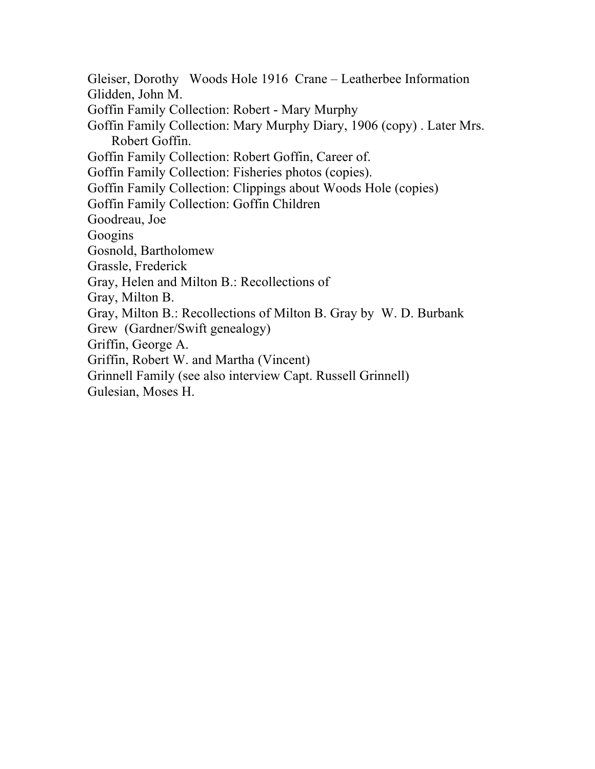Gleiser, Dorothy   Woods Hole 1916  Crane – Leatherbee Information
Glidden, John M.
Goffin Family Collection: Robert - Mary Murphy
Goffin Family Collection: Mary Murphy Diary, 1906 (copy) . Later Mrs. Robert Goffin.
Goffin Family Collection: Robert Goffin, Career of.
Goffin Family Collection: Fisheries photos (copies).
Goffin Family Collection: Clippings about Woods Hole (copies)
Goffin Family Collection: Goffin Children
Goodreau, Joe
Googins
Gosnold, Bartholomew
Grassle, Frederick
Gray, Helen and Milton B.: Recollections of
Gray, Milton B.
Gray, Milton B.: Recollections of Milton B. Gray by  W. D. Burbank
Grew  (Gardner/Swift genealogy)
Griffin, George A.
Griffin, Robert W. and Martha (Vincent)
Grinnell Family (see also interview Capt. Russell Grinnell)
Gulesian, Moses H.